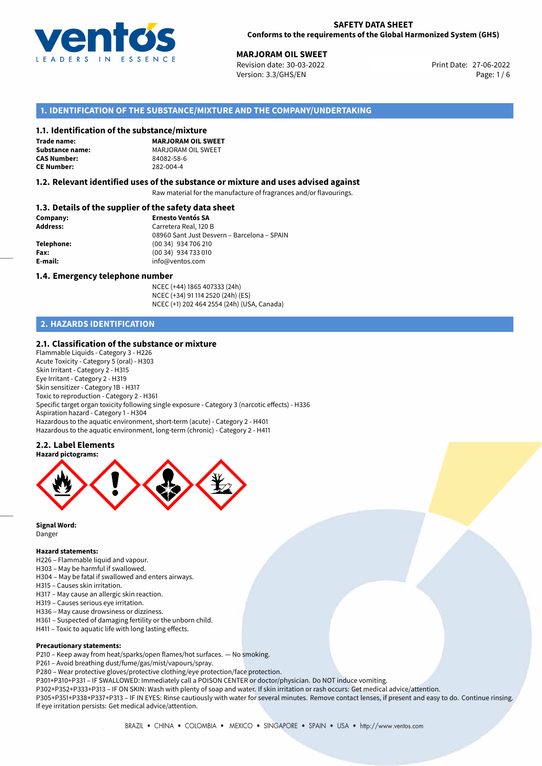**SAFETY DATA SHEET**
**Conforms to the requirements of the Global Harmonized System (GHS)**

**MARJORAM OIL SWEET**
Revision date: 30-03-2022
Version: 3.3/GHS/EN
Print Date: 27-06-2022

## 1. IDENTIFICATION OF THE SUBSTANCE/MIXTURE AND THE COMPANY/UNDERTAKING

### 1.1. Identification of the substance/mixture

**Trade name:** **MARJORAM OIL SWEET**
**Substance name:** MARJORAM OIL SWEET
**CAS Number:** 84082-58-6
**CE Number:** 282-004-4

### 1.2. Relevant identified uses of the substance or mixture and uses advised against

Raw material for the manufacture of fragrances and/or flavourings.

### 1.3. Details of the supplier of the safety data sheet

**Company:** **Ernesto Ventós SA**
**Address:** Carretera Real, 120 B
08960 Sant Just Desvern – Barcelona – SPAIN
**Telephone:** (00 34) 934 706 210
**Fax:** (00 34) 934 733 010
**E-mail:** info@ventos.com

### 1.4. Emergency telephone number

NCEC (+44) 1865 407333 (24h)
NCEC (+34) 91 114 2520 (24h) (ES)
NCEC (+1) 202 464 2554 (24h) (USA, Canada)

## 2. HAZARDS IDENTIFICATION

### 2.1. Classification of the substance or mixture

Flammable Liquids - Category 3 - H226
Acute Toxicity - Category 5 (oral) - H303
Skin Irritant - Category 2 - H315
Eye Irritant - Category 2 - H319
Skin sensitizer - Category 1B - H317
Toxic to reproduction - Category 2 - H361
Specific target organ toxicity following single exposure - Category 3 (narcotic effects) - H336
Aspiration hazard - Category 1 - H304
Hazardous to the aquatic environment, short-term (acute) - Category 2 - H401
Hazardous to the aquatic environment, long-term (chronic) - Category 2 - H411

### 2.2. Label Elements

**Hazard pictograms:**

**Signal Word:**
Danger

**Hazard statements:**
H226 – Flammable liquid and vapour.
H303 – May be harmful if swallowed.
H304 – May be fatal if swallowed and enters airways.
H315 – Causes skin irritation.
H317 – May cause an allergic skin reaction.
H319 – Causes serious eye irritation.
H336 – May cause drowsiness or dizziness.
H361 – Suspected of damaging fertility or the unborn child.
H411 – Toxic to aquatic life with long lasting effects.

**Precautionary statements:**
P210 – Keep away from heat/sparks/open flames/hot surfaces. — No smoking.
P261 – Avoid breathing dust/fume/gas/mist/vapours/spray.
P280 – Wear protective gloves/protective clothing/eye protection/face protection.
P301+P310+P331 – IF SWALLOWED: Immediately call a POISON CENTER or doctor/physician. Do NOT induce vomiting.
P302+P352+P333+P313 – IF ON SKIN: Wash with plenty of soap and water. If skin irritation or rash occurs: Get medical advice/attention.
P305+P351+P338+P337+P313 – IF IN EYES: Rinse cautiously with water for several minutes. Remove contact lenses, if present and easy to do. Continue rinsing. If eye irritation persists: Get medical advice/attention.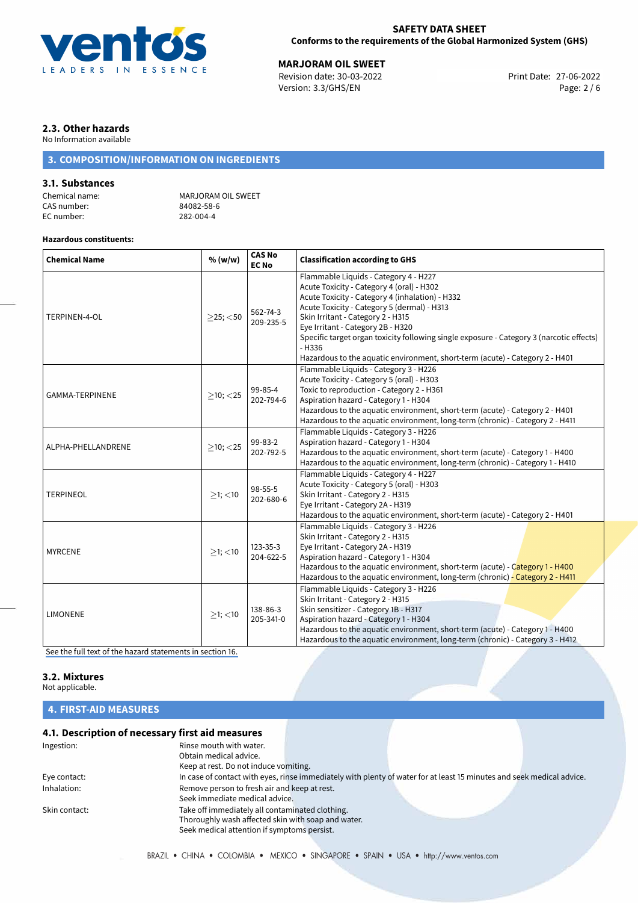### 2.3. Other hazards

No Information available

## 3. COMPOSITION/INFORMATION ON INGREDIENTS

### 3.1. Substances

Chemical name: MARJORAM OIL SWEET
CAS number: 84082-58-6
EC number: 282-004-4

**Hazardous constituents:**

| Chemical Name | % (w/w) | CAS No EC No | Classification according to GHS |
|---|---|---|---|
| TERPINEN-4-OL | ≥25; <50 | 562-74-3 209-235-5 | Flammable Liquids - Category 4 - H227<br>Acute Toxicity - Category 4 (oral) - H302<br>Acute Toxicity - Category 4 (inhalation) - H332<br>Acute Toxicity - Category 5 (dermal) - H313<br>Skin Irritant - Category 2 - H315<br>Eye Irritant - Category 2B - H320<br>Specific target organ toxicity following single exposure - Category 3 (narcotic effects) - H336<br>Hazardous to the aquatic environment, short-term (acute) - Category 2 - H401 |
| GAMMA-TERPINENE | ≥10; <25 | 99-85-4 202-794-6 | Flammable Liquids - Category 3 - H226<br>Acute Toxicity - Category 5 (oral) - H303<br>Toxic to reproduction - Category 2 - H361<br>Aspiration hazard - Category 1 - H304<br>Hazardous to the aquatic environment, short-term (acute) - Category 2 - H401<br>Hazardous to the aquatic environment, long-term (chronic) - Category 2 - H411 |
| ALPHA-PHELLANDRENE | ≥10; <25 | 99-83-2 202-792-5 | Flammable Liquids - Category 3 - H226<br>Aspiration hazard - Category 1 - H304<br>Hazardous to the aquatic environment, short-term (acute) - Category 1 - H400<br>Hazardous to the aquatic environment, long-term (chronic) - Category 1 - H410 |
| TERPINEOL | ≥1; <10 | 98-55-5 202-680-6 | Flammable Liquids - Category 4 - H227<br>Acute Toxicity - Category 5 (oral) - H303<br>Skin Irritant - Category 2 - H315<br>Eye Irritant - Category 2A - H319<br>Hazardous to the aquatic environment, short-term (acute) - Category 2 - H401 |
| MYRCENE | ≥1; <10 | 123-35-3 204-622-5 | Flammable Liquids - Category 3 - H226<br>Skin Irritant - Category 2 - H315<br>Eye Irritant - Category 2A - H319<br>Aspiration hazard - Category 1 - H304<br>Hazardous to the aquatic environment, short-term (acute) - Category 1 - H400<br>Hazardous to the aquatic environment, long-term (chronic) - Category 2 - H411 |
| LIMONENE | ≥1; <10 | 138-86-3 205-341-0 | Flammable Liquids - Category 3 - H226<br>Skin Irritant - Category 2 - H315<br>Skin sensitizer - Category 1B - H317<br>Aspiration hazard - Category 1 - H304<br>Hazardous to the aquatic environment, short-term (acute) - Category 1 - H400<br>Hazardous to the aquatic environment, long-term (chronic) - Category 3 - H412 |

See the full text of the hazard statements in section 16.

### 3.2. Mixtures

Not applicable.

## 4. FIRST-AID MEASURES

### 4.1. Description of necessary first aid measures

Ingestion: Rinse mouth with water.
Obtain medical advice.
Keep at rest. Do not induce vomiting.

Eye contact: In case of contact with eyes, rinse immediately with plenty of water for at least 15 minutes and seek medical advice.

Inhalation: Remove person to fresh air and keep at rest.
Seek immediate medical advice.

Skin contact: Take off immediately all contaminated clothing.
Thoroughly wash affected skin with soap and water.
Seek medical attention if symptoms persist.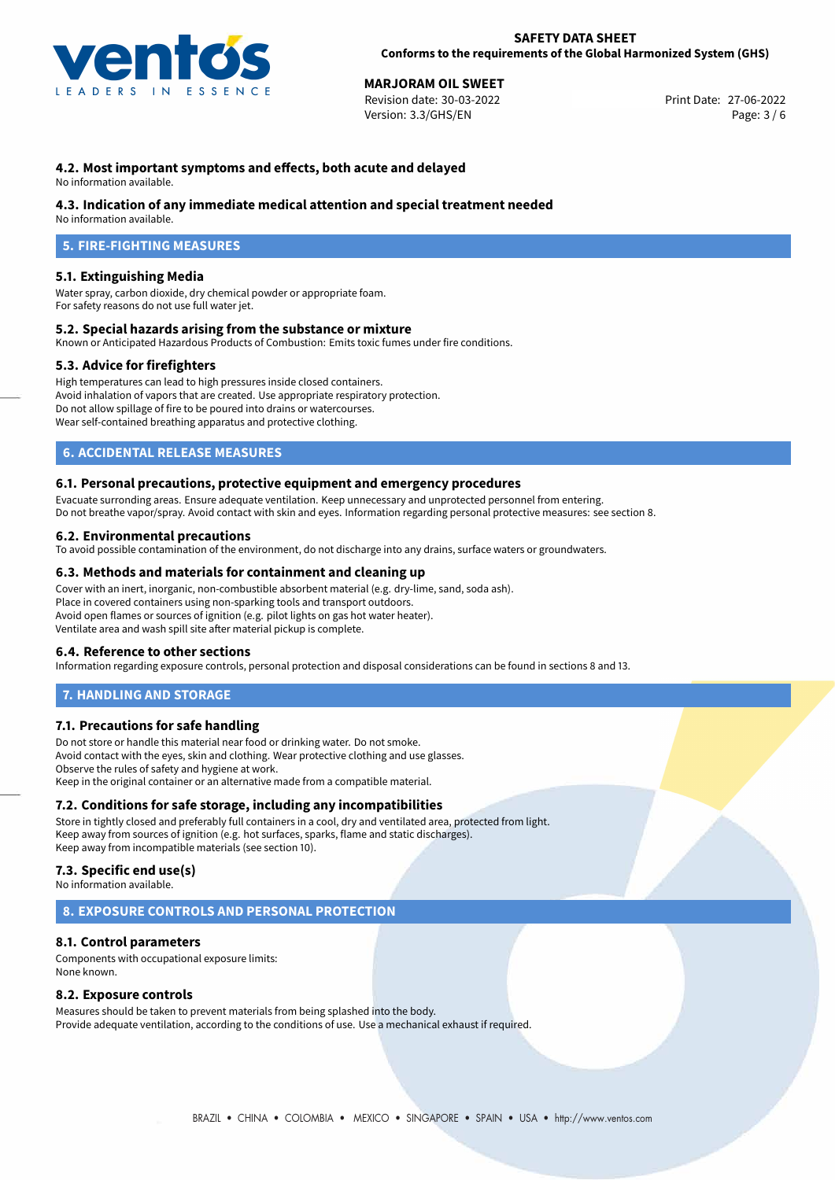### 4.2. Most important symptoms and effects, both acute and delayed

No information available.

### 4.3. Indication of any immediate medical attention and special treatment needed

No information available.

## 5. FIRE-FIGHTING MEASURES

### 5.1. Extinguishing Media

Water spray, carbon dioxide, dry chemical powder or appropriate foam.
For safety reasons do not use full water jet.

### 5.2. Special hazards arising from the substance or mixture

Known or Anticipated Hazardous Products of Combustion: Emits toxic fumes under fire conditions.

### 5.3. Advice for firefighters

High temperatures can lead to high pressures inside closed containers.
Avoid inhalation of vapors that are created. Use appropriate respiratory protection.
Do not allow spillage of fire to be poured into drains or watercourses.
Wear self-contained breathing apparatus and protective clothing.

## 6. ACCIDENTAL RELEASE MEASURES

### 6.1. Personal precautions, protective equipment and emergency procedures

Evacuate surronding areas. Ensure adequate ventilation. Keep unnecessary and unprotected personnel from entering.
Do not breathe vapor/spray. Avoid contact with skin and eyes. Information regarding personal protective measures: see section 8.

### 6.2. Environmental precautions

To avoid possible contamination of the environment, do not discharge into any drains, surface waters or groundwaters.

### 6.3. Methods and materials for containment and cleaning up

Cover with an inert, inorganic, non-combustible absorbent material (e.g. dry-lime, sand, soda ash).
Place in covered containers using non-sparking tools and transport outdoors.
Avoid open flames or sources of ignition (e.g. pilot lights on gas hot water heater).
Ventilate area and wash spill site after material pickup is complete.

### 6.4. Reference to other sections

Information regarding exposure controls, personal protection and disposal considerations can be found in sections 8 and 13.

## 7. HANDLING AND STORAGE

### 7.1. Precautions for safe handling

Do not store or handle this material near food or drinking water. Do not smoke.
Avoid contact with the eyes, skin and clothing. Wear protective clothing and use glasses.
Observe the rules of safety and hygiene at work.
Keep in the original container or an alternative made from a compatible material.

### 7.2. Conditions for safe storage, including any incompatibilities

Store in tightly closed and preferably full containers in a cool, dry and ventilated area, protected from light.
Keep away from sources of ignition (e.g. hot surfaces, sparks, flame and static discharges).
Keep away from incompatible materials (see section 10).

### 7.3. Specific end use(s)

No information available.

## 8. EXPOSURE CONTROLS AND PERSONAL PROTECTION

### 8.1. Control parameters

Components with occupational exposure limits:
None known.

### 8.2. Exposure controls

Measures should be taken to prevent materials from being splashed into the body.
Provide adequate ventilation, according to the conditions of use. Use a mechanical exhaust if required.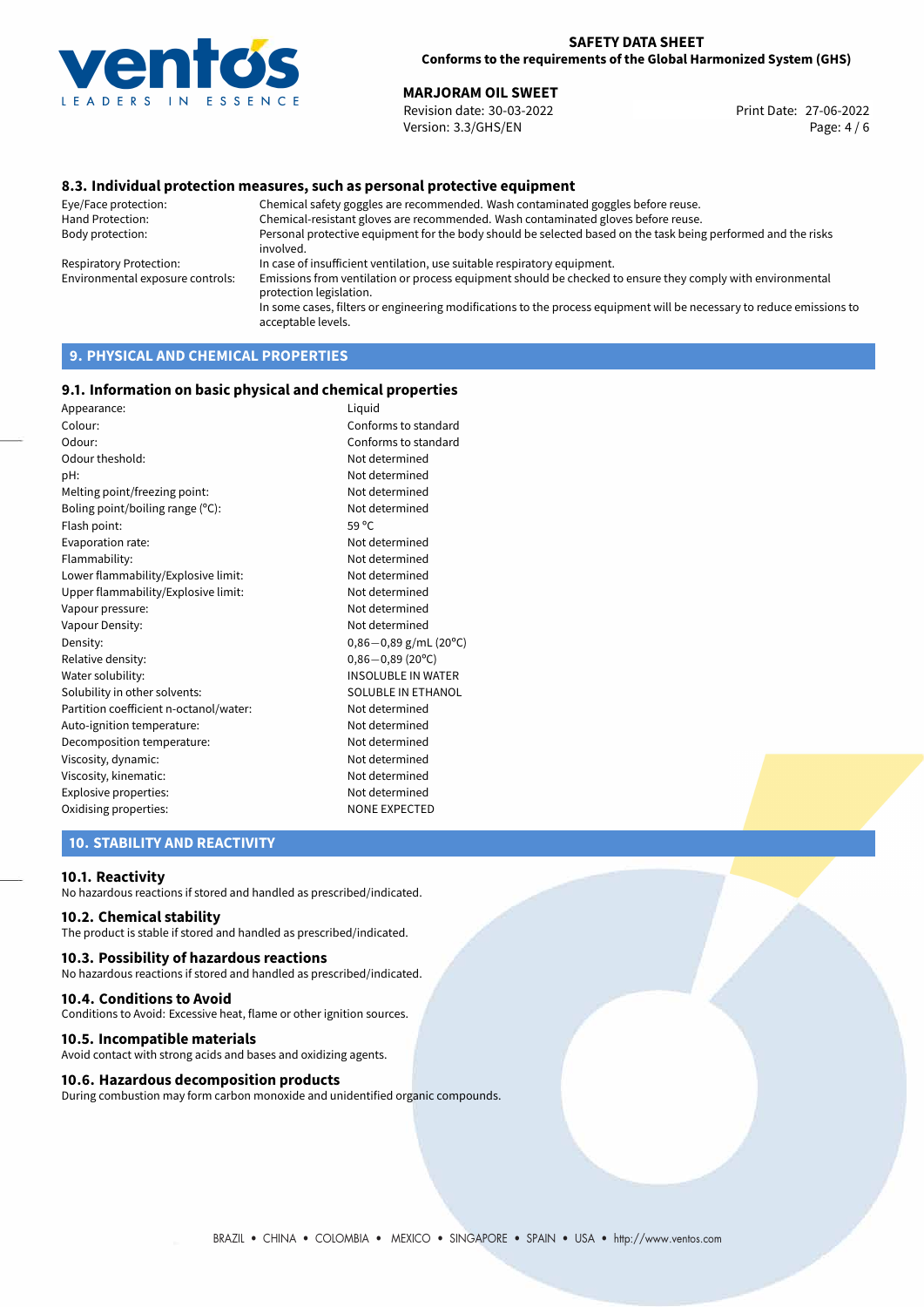### 8.3. Individual protection measures, such as personal protective equipment

| | |
|---|---|
| Eye/Face protection: | Chemical safety goggles are recommended. Wash contaminated goggles before reuse. |
| Hand Protection: | Chemical-resistant gloves are recommended. Wash contaminated gloves before reuse. |
| Body protection: | Personal protective equipment for the body should be selected based on the task being performed and the risks involved. |
| Respiratory Protection: | In case of insufficient ventilation, use suitable respiratory equipment. |
| Environmental exposure controls: | Emissions from ventilation or process equipment should be checked to ensure they comply with environmental protection legislation. In some cases, filters or engineering modifications to the process equipment will be necessary to reduce emissions to acceptable levels. |

## 9. PHYSICAL AND CHEMICAL PROPERTIES

### 9.1. Information on basic physical and chemical properties

| | |
|---|---|
| Appearance: | Liquid |
| Colour: | Conforms to standard |
| Odour: | Conforms to standard |
| Odour theshold: | Not determined |
| pH: | Not determined |
| Melting point/freezing point: | Not determined |
| Boling point/boiling range (°C): | Not determined |
| Flash point: | 59 °C |
| Evaporation rate: | Not determined |
| Flammability: | Not determined |
| Lower flammability/Explosive limit: | Not determined |
| Upper flammability/Explosive limit: | Not determined |
| Vapour pressure: | Not determined |
| Vapour Density: | Not determined |
| Density: | 0,86−0,89 g/mL (20°C) |
| Relative density: | 0,86−0,89 (20°C) |
| Water solubility: | INSOLUBLE IN WATER |
| Solubility in other solvents: | SOLUBLE IN ETHANOL |
| Partition coefficient n-octanol/water: | Not determined |
| Auto-ignition temperature: | Not determined |
| Decomposition temperature: | Not determined |
| Viscosity, dynamic: | Not determined |
| Viscosity, kinematic: | Not determined |
| Explosive properties: | Not determined |
| Oxidising properties: | NONE EXPECTED |

## 10. STABILITY AND REACTIVITY

### 10.1. Reactivity

No hazardous reactions if stored and handled as prescribed/indicated.

### 10.2. Chemical stability

The product is stable if stored and handled as prescribed/indicated.

### 10.3. Possibility of hazardous reactions

No hazardous reactions if stored and handled as prescribed/indicated.

### 10.4. Conditions to Avoid

Conditions to Avoid: Excessive heat, flame or other ignition sources.

### 10.5. Incompatible materials

Avoid contact with strong acids and bases and oxidizing agents.

### 10.6. Hazardous decomposition products

During combustion may form carbon monoxide and unidentified organic compounds.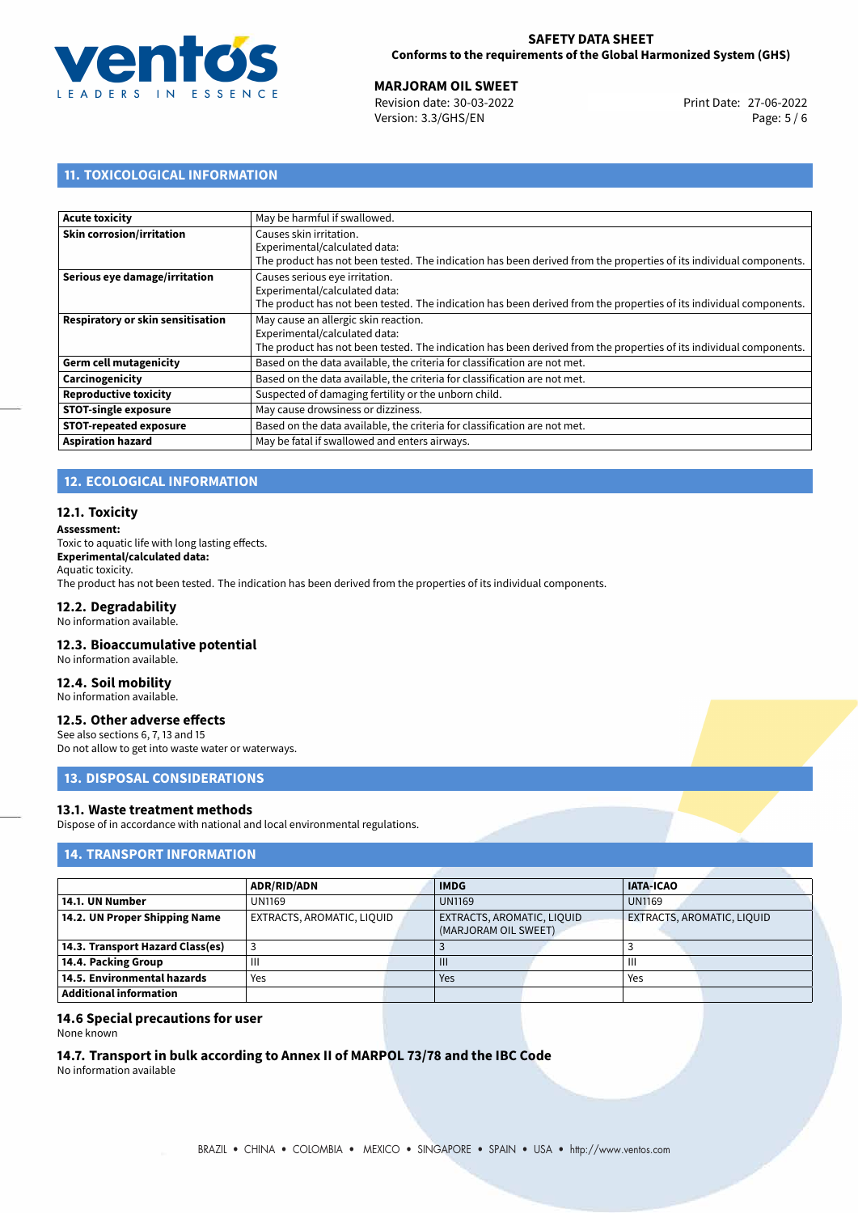## 11. TOXICOLOGICAL INFORMATION

| | |
|---|---|
| **Acute toxicity** | May be harmful if swallowed. |
| **Skin corrosion/irritation** | Causes skin irritation.<br>Experimental/calculated data:<br>The product has not been tested. The indication has been derived from the properties of its individual components. |
| **Serious eye damage/irritation** | Causes serious eye irritation.<br>Experimental/calculated data:<br>The product has not been tested. The indication has been derived from the properties of its individual components. |
| **Respiratory or skin sensitisation** | May cause an allergic skin reaction.<br>Experimental/calculated data:<br>The product has not been tested. The indication has been derived from the properties of its individual components. |
| **Germ cell mutagenicity** | Based on the data available, the criteria for classification are not met. |
| **Carcinogenicity** | Based on the data available, the criteria for classification are not met. |
| **Reproductive toxicity** | Suspected of damaging fertility or the unborn child. |
| **STOT-single exposure** | May cause drowsiness or dizziness. |
| **STOT-repeated exposure** | Based on the data available, the criteria for classification are not met. |
| **Aspiration hazard** | May be fatal if swallowed and enters airways. |

## 12. ECOLOGICAL INFORMATION

### 12.1. Toxicity

**Assessment:**
Toxic to aquatic life with long lasting effects.
**Experimental/calculated data:**
Aquatic toxicity.
The product has not been tested. The indication has been derived from the properties of its individual components.

### 12.2. Degradability

No information available.

### 12.3. Bioaccumulative potential

No information available.

### 12.4. Soil mobility

No information available.

### 12.5. Other adverse effects

See also sections 6, 7, 13 and 15
Do not allow to get into waste water or waterways.

## 13. DISPOSAL CONSIDERATIONS

### 13.1. Waste treatment methods

Dispose of in accordance with national and local environmental regulations.

## 14. TRANSPORT INFORMATION

| | ADR/RID/ADN | IMDG | IATA-ICAO |
|---|---|---|---|
| **14.1. UN Number** | UN1169 | UN1169 | UN1169 |
| **14.2. UN Proper Shipping Name** | EXTRACTS, AROMATIC, LIQUID | EXTRACTS, AROMATIC, LIQUID (MARJORAM OIL SWEET) | EXTRACTS, AROMATIC, LIQUID |
| **14.3. Transport Hazard Class(es)** | 3 | 3 | 3 |
| **14.4. Packing Group** | III | III | III |
| **14.5. Environmental hazards** | Yes | Yes | Yes |
| **Additional information** | | | |

### 14.6 Special precautions for user

None known

### 14.7. Transport in bulk according to Annex II of MARPOL 73/78 and the IBC Code

No information available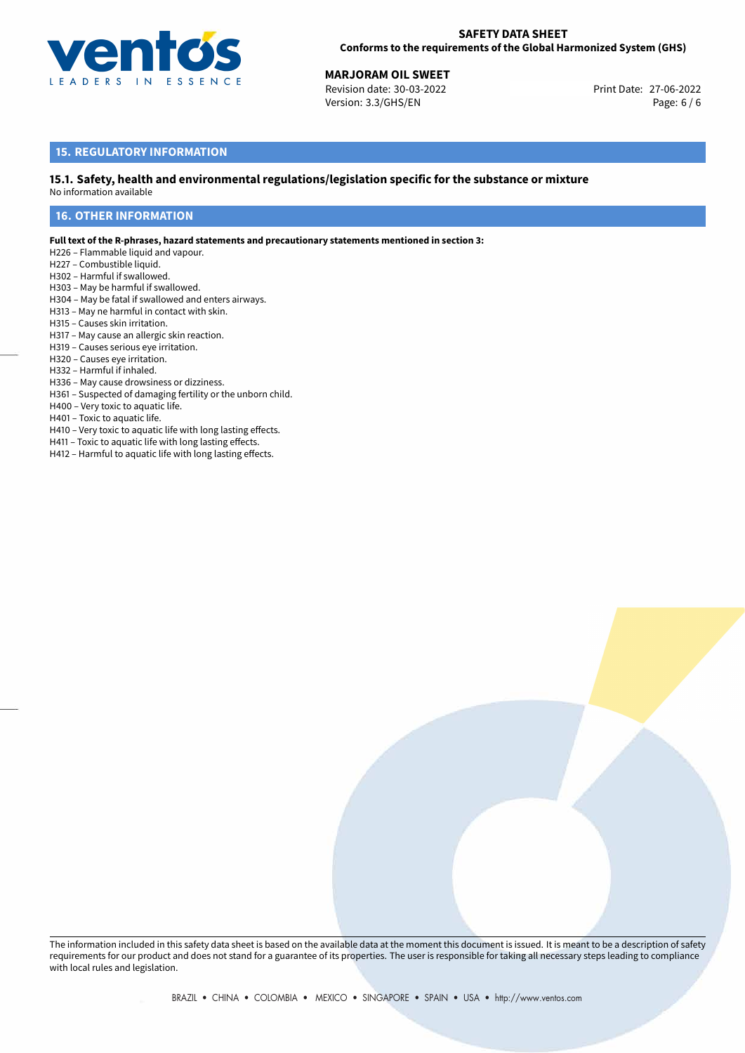## 15. REGULATORY INFORMATION

### 15.1. Safety, health and environmental regulations/legislation specific for the substance or mixture

No information available

## 16. OTHER INFORMATION

**Full text of the R-phrases, hazard statements and precautionary statements mentioned in section 3:**

H226 – Flammable liquid and vapour.
H227 – Combustible liquid.
H302 – Harmful if swallowed.
H303 – May be harmful if swallowed.
H304 – May be fatal if swallowed and enters airways.
H313 – May ne harmful in contact with skin.
H315 – Causes skin irritation.
H317 – May cause an allergic skin reaction.
H319 – Causes serious eye irritation.
H320 – Causes eye irritation.
H332 – Harmful if inhaled.
H336 – May cause drowsiness or dizziness.
H361 – Suspected of damaging fertility or the unborn child.
H400 – Very toxic to aquatic life.
H401 – Toxic to aquatic life.
H410 – Very toxic to aquatic life with long lasting effects.
H411 – Toxic to aquatic life with long lasting effects.
H412 – Harmful to aquatic life with long lasting effects.

The information included in this safety data sheet is based on the available data at the moment this document is issued. It is meant to be a description of safety requirements for our product and does not stand for a guarantee of its properties. The user is responsible for taking all necessary steps leading to compliance with local rules and legislation.